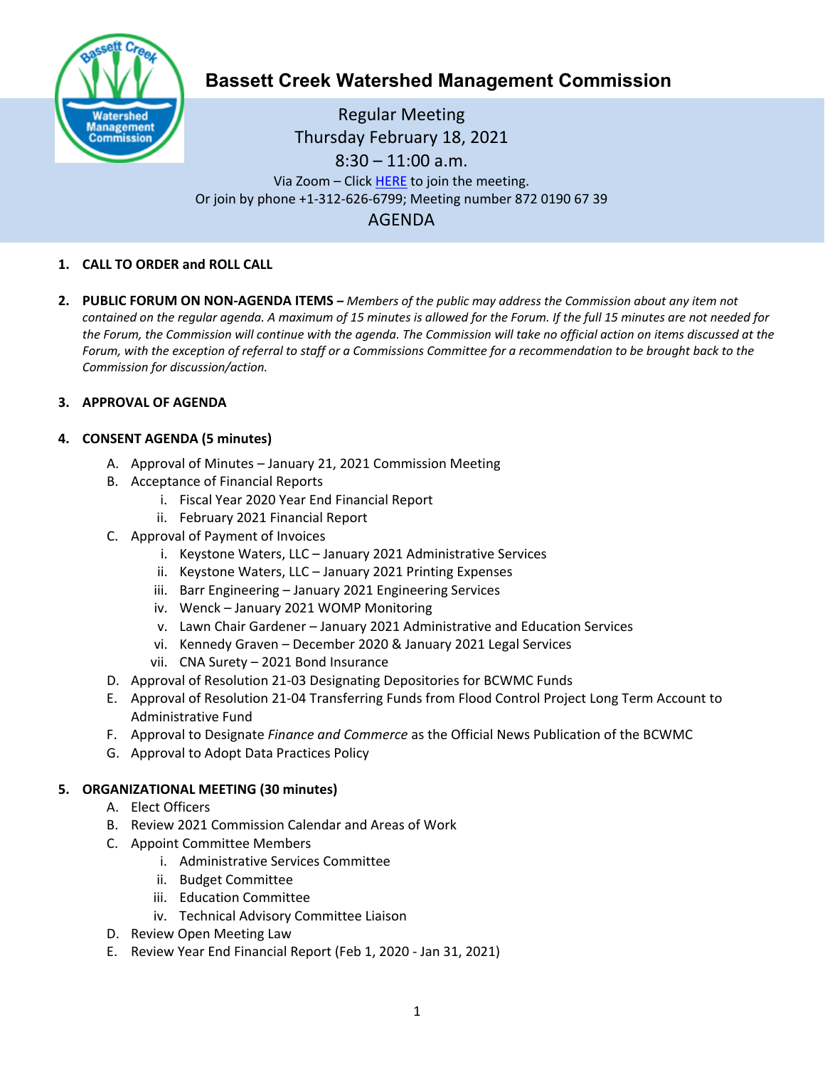# Bassett Creek Watershed Management Commission

Regular Meeting
Thursday February 18, 2021
8:30 – 11:00 a.m.
Via Zoom – Click HERE to join the meeting.
Or join by phone +1-312-626-6799; Meeting number 872 0190 67 39

AGENDA

1. **CALL TO ORDER and ROLL CALL**

2. **PUBLIC FORUM ON NON-AGENDA ITEMS –** *Members of the public may address the Commission about any item not contained on the regular agenda. A maximum of 15 minutes is allowed for the Forum. If the full 15 minutes are not needed for the Forum, the Commission will continue with the agenda. The Commission will take no official action on items discussed at the Forum, with the exception of referral to staff or a Commissions Committee for a recommendation to be brought back to the Commission for discussion/action.*

3. **APPROVAL OF AGENDA**

4. **CONSENT AGENDA (5 minutes)**
   - A. Approval of Minutes – January 21, 2021 Commission Meeting
   - B. Acceptance of Financial Reports
     - i. Fiscal Year 2020 Year End Financial Report
     - ii. February 2021 Financial Report
   - C. Approval of Payment of Invoices
     - i. Keystone Waters, LLC – January 2021 Administrative Services
     - ii. Keystone Waters, LLC – January 2021 Printing Expenses
     - iii. Barr Engineering – January 2021 Engineering Services
     - iv. Wenck – January 2021 WOMP Monitoring
     - v. Lawn Chair Gardener – January 2021 Administrative and Education Services
     - vi. Kennedy Graven – December 2020 & January 2021 Legal Services
     - vii. CNA Surety – 2021 Bond Insurance
   - D. Approval of Resolution 21-03 Designating Depositories for BCWMC Funds
   - E. Approval of Resolution 21-04 Transferring Funds from Flood Control Project Long Term Account to Administrative Fund
   - F. Approval to Designate *Finance and Commerce* as the Official News Publication of the BCWMC
   - G. Approval to Adopt Data Practices Policy

5. **ORGANIZATIONAL MEETING (30 minutes)**
   - A. Elect Officers
   - B. Review 2021 Commission Calendar and Areas of Work
   - C. Appoint Committee Members
     - i. Administrative Services Committee
     - ii. Budget Committee
     - iii. Education Committee
     - iv. Technical Advisory Committee Liaison
   - D. Review Open Meeting Law
   - E. Review Year End Financial Report (Feb 1, 2020 - Jan 31, 2021)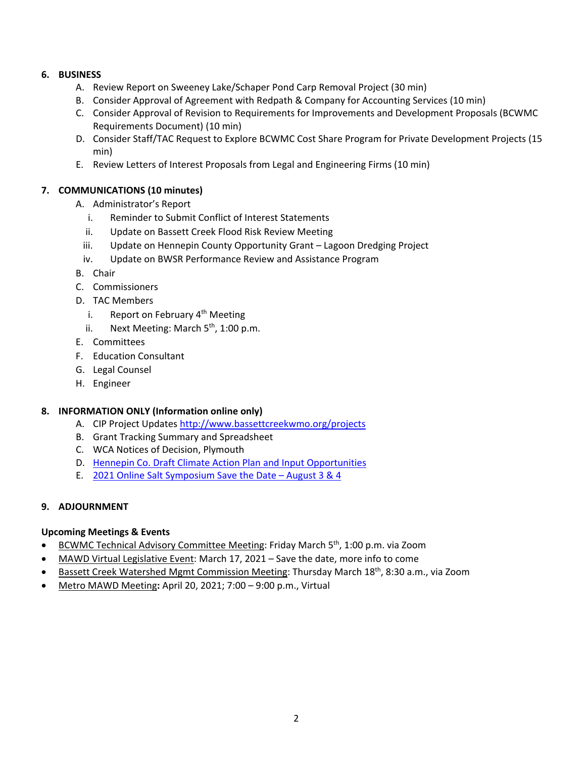6. **BUSINESS**
   - A. Review Report on Sweeney Lake/Schaper Pond Carp Removal Project (30 min)
   - B. Consider Approval of Agreement with Redpath & Company for Accounting Services (10 min)
   - C. Consider Approval of Revision to Requirements for Improvements and Development Proposals (BCWMC Requirements Document) (10 min)
   - D. Consider Staff/TAC Request to Explore BCWMC Cost Share Program for Private Development Projects (15 min)
   - E. Review Letters of Interest Proposals from Legal and Engineering Firms (10 min)

7. **COMMUNICATIONS (10 minutes)**
   - A. Administrator's Report
     - i. Reminder to Submit Conflict of Interest Statements
     - ii. Update on Bassett Creek Flood Risk Review Meeting
     - iii. Update on Hennepin County Opportunity Grant – Lagoon Dredging Project
     - iv. Update on BWSR Performance Review and Assistance Program
   - B. Chair
   - C. Commissioners
   - D. TAC Members
     - i. Report on February 4th Meeting
     - ii. Next Meeting: March 5th, 1:00 p.m.
   - E. Committees
   - F. Education Consultant
   - G. Legal Counsel
   - H. Engineer

8. **INFORMATION ONLY (Information online only)**
   - A. CIP Project Updates http://www.bassettcreekwmo.org/projects
   - B. Grant Tracking Summary and Spreadsheet
   - C. WCA Notices of Decision, Plymouth
   - D. Hennepin Co. Draft Climate Action Plan and Input Opportunities
   - E. 2021 Online Salt Symposium Save the Date – August 3 & 4

9. **ADJOURNMENT**

**Upcoming Meetings & Events**

- BCWMC Technical Advisory Committee Meeting: Friday March 5th, 1:00 p.m. via Zoom
- MAWD Virtual Legislative Event: March 17, 2021 – Save the date, more info to come
- Bassett Creek Watershed Mgmt Commission Meeting: Thursday March 18th, 8:30 a.m., via Zoom
- Metro MAWD Meeting**:** April 20, 2021; 7:00 – 9:00 p.m., Virtual